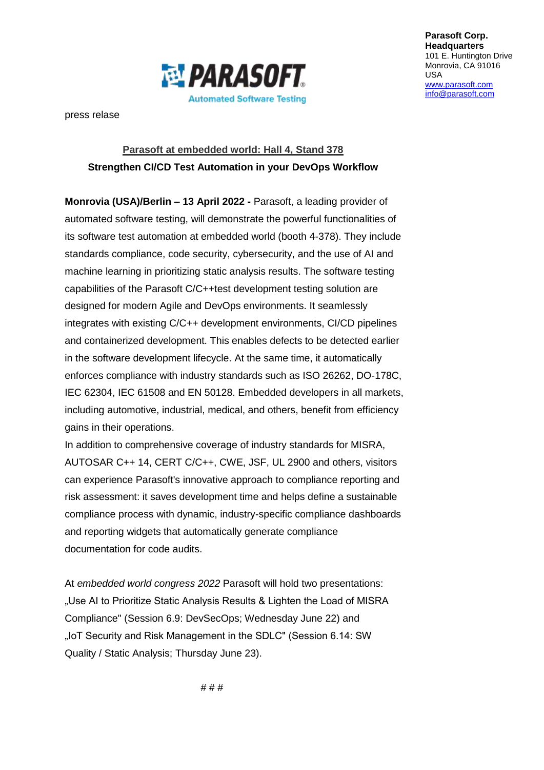**Parasoft Corp.**
**Headquarters**
101 E. Huntington Drive
Monrovia, CA 91016
USA
www.parasoft.com
info@parasoft.com

PARASOFT
Automated Software Testing

press relase

## Parasoft at embedded world: Hall 4, Stand 378

### Strengthen CI/CD Test Automation in your DevOps Workflow

**Monrovia (USA)/Berlin – 13 April 2022 -** Parasoft, a leading provider of automated software testing, will demonstrate the powerful functionalities of its software test automation at embedded world (booth 4-378). They include standards compliance, code security, cybersecurity, and the use of AI and machine learning in prioritizing static analysis results. The software testing capabilities of the Parasoft C/C++test development testing solution are designed for modern Agile and DevOps environments. It seamlessly integrates with existing C/C++ development environments, CI/CD pipelines and containerized development. This enables defects to be detected earlier in the software development lifecycle. At the same time, it automatically enforces compliance with industry standards such as ISO 26262, DO-178C, IEC 62304, IEC 61508 and EN 50128. Embedded developers in all markets, including automotive, industrial, medical, and others, benefit from efficiency gains in their operations.

In addition to comprehensive coverage of industry standards for MISRA, AUTOSAR C++ 14, CERT C/C++, CWE, JSF, UL 2900 and others, visitors can experience Parasoft's innovative approach to compliance reporting and risk assessment: it saves development time and helps define a sustainable compliance process with dynamic, industry-specific compliance dashboards and reporting widgets that automatically generate compliance documentation for code audits.

At *embedded world congress 2022* Parasoft will hold two presentations: „Use AI to Prioritize Static Analysis Results & Lighten the Load of MISRA Compliance" (Session 6.9: DevSecOps; Wednesday June 22) and „IoT Security and Risk Management in the SDLC" (Session 6.14: SW Quality / Static Analysis; Thursday June 23).

# # #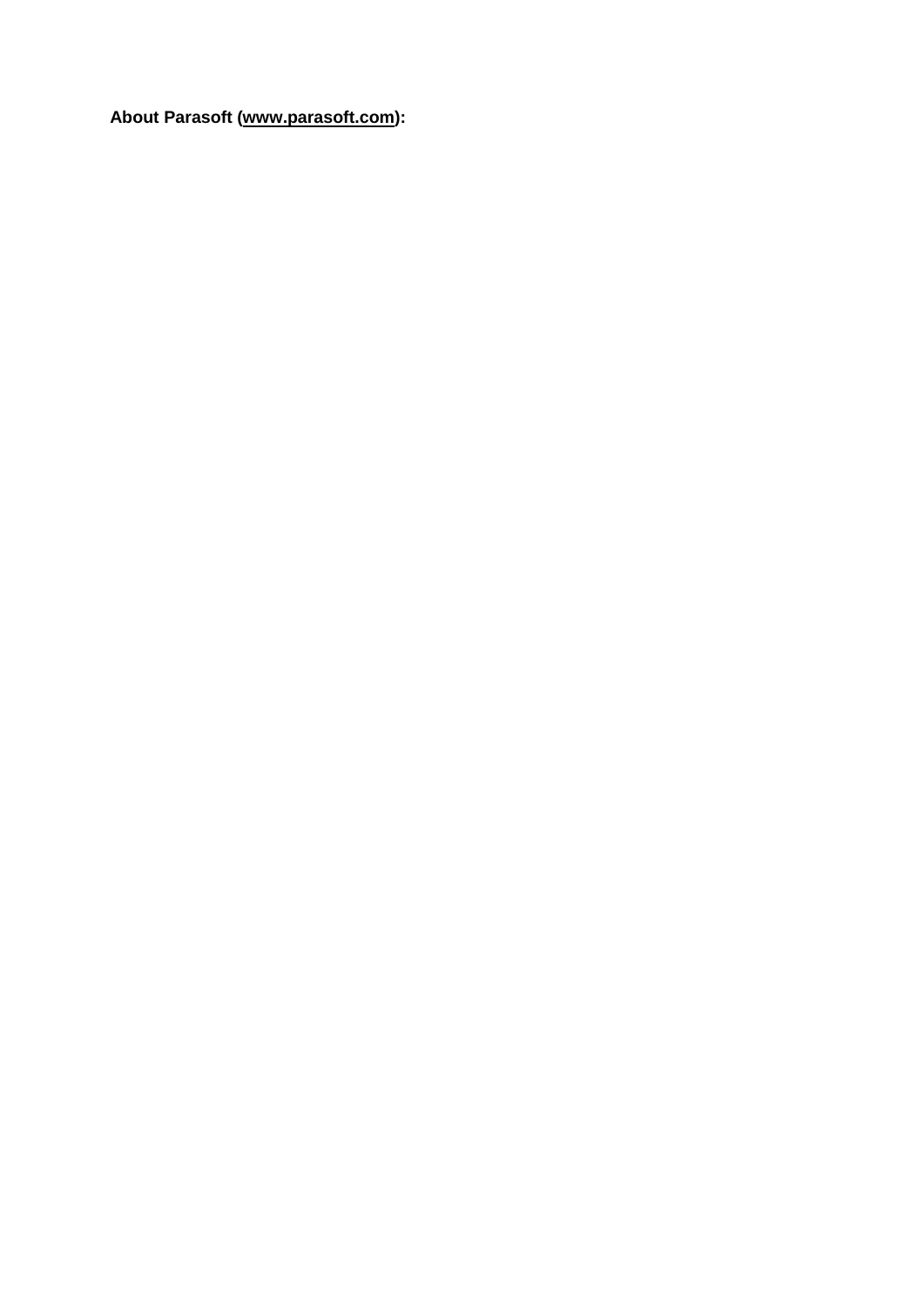**About Parasoft (www.parasoft.com):**